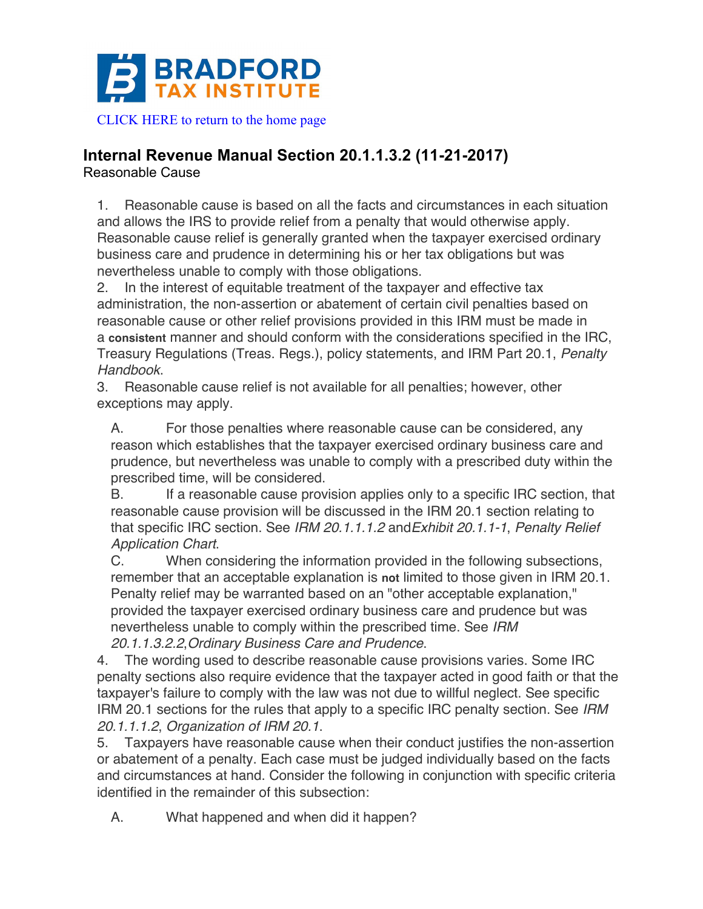**BRADFORD TAX INSTITUTE**

CLICK HERE to return to the home page

## Internal Revenue Manual Section 20.1.1.3.2 (11-21-2017)

Reasonable Cause

1. Reasonable cause is based on all the facts and circumstances in each situation and allows the IRS to provide relief from a penalty that would otherwise apply. Reasonable cause relief is generally granted when the taxpayer exercised ordinary business care and prudence in determining his or her tax obligations but was nevertheless unable to comply with those obligations.
2. In the interest of equitable treatment of the taxpayer and effective tax administration, the non-assertion or abatement of certain civil penalties based on reasonable cause or other relief provisions provided in this IRM must be made in a **consistent** manner and should conform with the considerations specified in the IRC, Treasury Regulations (Treas. Regs.), policy statements, and IRM Part 20.1, *Penalty Handbook*.
3. Reasonable cause relief is not available for all penalties; however, other exceptions may apply.
   - A. For those penalties where reasonable cause can be considered, any reason which establishes that the taxpayer exercised ordinary business care and prudence, but nevertheless was unable to comply with a prescribed duty within the prescribed time, will be considered.
   - B. If a reasonable cause provision applies only to a specific IRC section, that reasonable cause provision will be discussed in the IRM 20.1 section relating to that specific IRC section. See *IRM 20.1.1.1.2* and *Exhibit 20.1.1-1*, *Penalty Relief Application Chart*.
   - C. When considering the information provided in the following subsections, remember that an acceptable explanation is **not** limited to those given in IRM 20.1. Penalty relief may be warranted based on an "other acceptable explanation," provided the taxpayer exercised ordinary business care and prudence but was nevertheless unable to comply within the prescribed time. See *IRM 20.1.1.3.2.2*, *Ordinary Business Care and Prudence*.
4. The wording used to describe reasonable cause provisions varies. Some IRC penalty sections also require evidence that the taxpayer acted in good faith or that the taxpayer's failure to comply with the law was not due to willful neglect. See specific IRM 20.1 sections for the rules that apply to a specific IRC penalty section. See *IRM 20.1.1.1.2*, *Organization of IRM 20.1*.
5. Taxpayers have reasonable cause when their conduct justifies the non-assertion or abatement of a penalty. Each case must be judged individually based on the facts and circumstances at hand. Consider the following in conjunction with specific criteria identified in the remainder of this subsection:
   - A. What happened and when did it happen?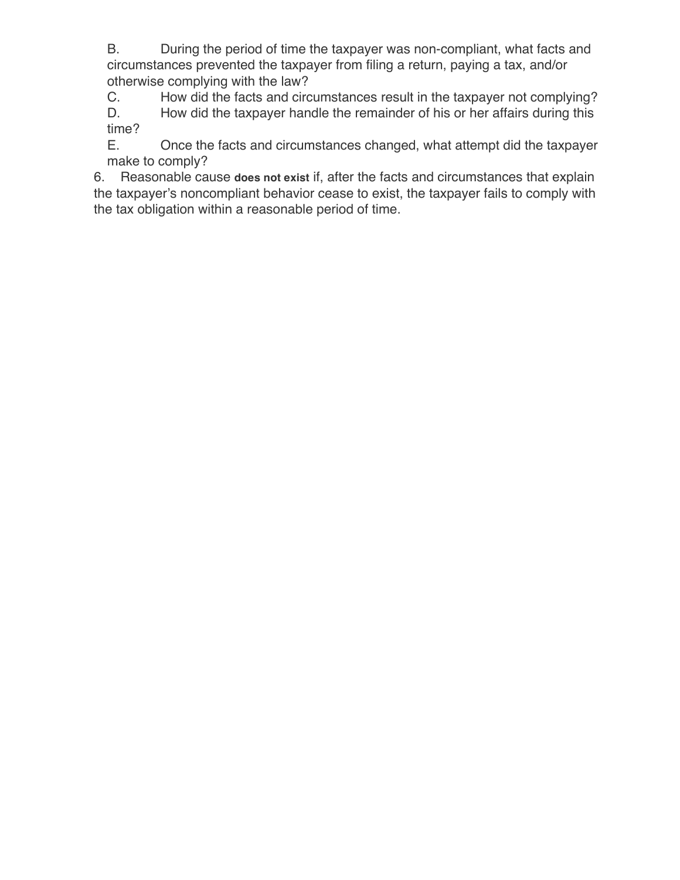B. During the period of time the taxpayer was non-compliant, what facts and circumstances prevented the taxpayer from filing a return, paying a tax, and/or otherwise complying with the law?

C. How did the facts and circumstances result in the taxpayer not complying?

D. How did the taxpayer handle the remainder of his or her affairs during this time?

E. Once the facts and circumstances changed, what attempt did the taxpayer make to comply?

6. Reasonable cause **does not exist** if, after the facts and circumstances that explain the taxpayer's noncompliant behavior cease to exist, the taxpayer fails to comply with the tax obligation within a reasonable period of time.